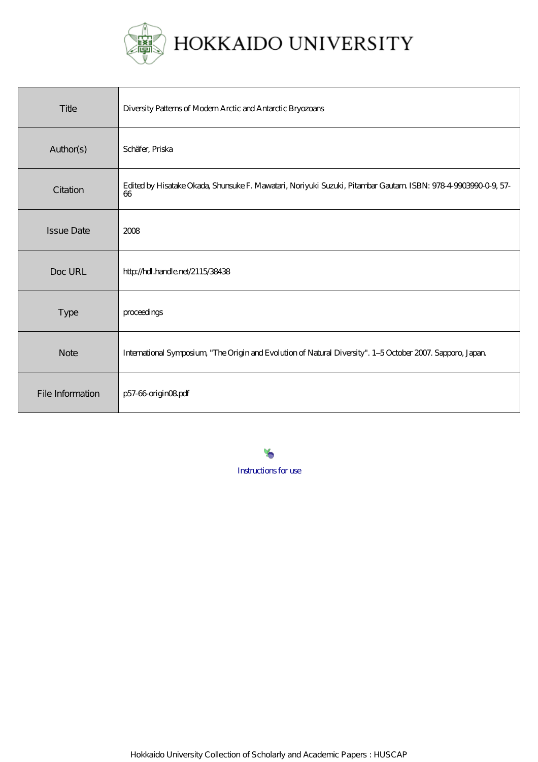# HOKKAIDO UNIVERSITY

| Title | Diversity Patterns of Modern Arctic and Antarctic Bryozoans |
|---|---|
| Author(s) | Schäfer, Priska |
| Citation | Edited by Hisatake Okada, Shunsuke F. Mawatari, Noriyuki Suzuki, Pitambar Gautam. ISBN: 978-4-9903990-0-9, 57-66 |
| Issue Date | 2008 |
| Doc URL | http://hdl.handle.net/2115/38438 |
| Type | proceedings |
| Note | International Symposium, "The Origin and Evolution of Natural Diversity". 1–5 October 2007. Sapporo, Japan. |
| File Information | p57-66-origin08.pdf |

Instructions for use

Hokkaido University Collection of Scholarly and Academic Papers : HUSCAP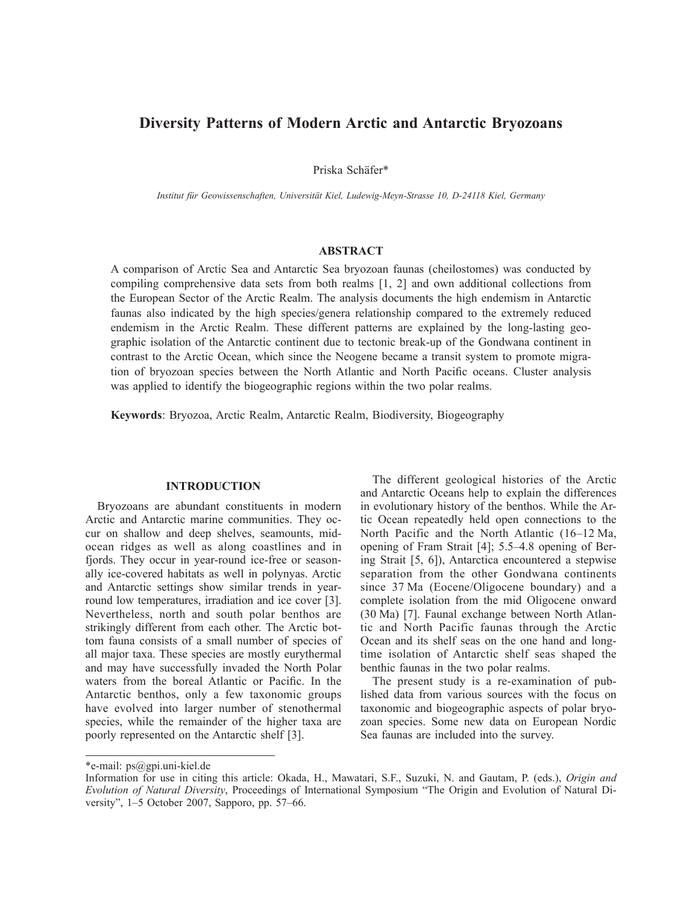# Diversity Patterns of Modern Arctic and Antarctic Bryozoans

Priska Schäfer*

*Institut für Geowissenschaften, Universität Kiel, Ludewig-Meyn-Strasse 10, D-24118 Kiel, Germany*

## ABSTRACT

A comparison of Arctic Sea and Antarctic Sea bryozoan faunas (cheilostomes) was conducted by compiling comprehensive data sets from both realms [1, 2] and own additional collections from the European Sector of the Arctic Realm. The analysis documents the high endemism in Antarctic faunas also indicated by the high species/genera relationship compared to the extremely reduced endemism in the Arctic Realm. These different patterns are explained by the long-lasting geographic isolation of the Antarctic continent due to tectonic break-up of the Gondwana continent in contrast to the Arctic Ocean, which since the Neogene became a transit system to promote migration of bryozoan species between the North Atlantic and North Pacific oceans. Cluster analysis was applied to identify the biogeographic regions within the two polar realms.

**Keywords**: Bryozoa, Arctic Realm, Antarctic Realm, Biodiversity, Biogeography

## INTRODUCTION

Bryozoans are abundant constituents in modern Arctic and Antarctic marine communities. They occur on shallow and deep shelves, seamounts, mid-ocean ridges as well as along coastlines and in fjords. They occur in year-round ice-free or seasonally ice-covered habitats as well in polynyas. Arctic and Antarctic settings show similar trends in year-round low temperatures, irradiation and ice cover [3]. Nevertheless, north and south polar benthos are strikingly different from each other. The Arctic bottom fauna consists of a small number of species of all major taxa. These species are mostly eurythermal and may have successfully invaded the North Polar waters from the boreal Atlantic or Pacific. In the Antarctic benthos, only a few taxonomic groups have evolved into larger number of stenothermal species, while the remainder of the higher taxa are poorly represented on the Antarctic shelf [3].

The different geological histories of the Arctic and Antarctic Oceans help to explain the differences in evolutionary history of the benthos. While the Artic Ocean repeatedly held open connections to the North Pacific and the North Atlantic (16–12 Ma, opening of Fram Strait [4]; 5.5–4.8 opening of Bering Strait [5, 6]), Antarctica encountered a stepwise separation from the other Gondwana continents since 37 Ma (Eocene/Oligocene boundary) and a complete isolation from the mid Oligocene onward (30 Ma) [7]. Faunal exchange between North Atlantic and North Pacific faunas through the Arctic Ocean and its shelf seas on the one hand and long-time isolation of Antarctic shelf seas shaped the benthic faunas in the two polar realms.

The present study is a re-examination of published data from various sources with the focus on taxonomic and biogeographic aspects of polar bryozoan species. Some new data on European Nordic Sea faunas are included into the survey.

---

*e-mail: ps@gpi.uni-kiel.de

Information for use in citing this article: Okada, H., Mawatari, S.F., Suzuki, N. and Gautam, P. (eds.), *Origin and Evolution of Natural Diversity*, Proceedings of International Symposium "The Origin and Evolution of Natural Diversity", 1–5 October 2007, Sapporo, pp. 57–66.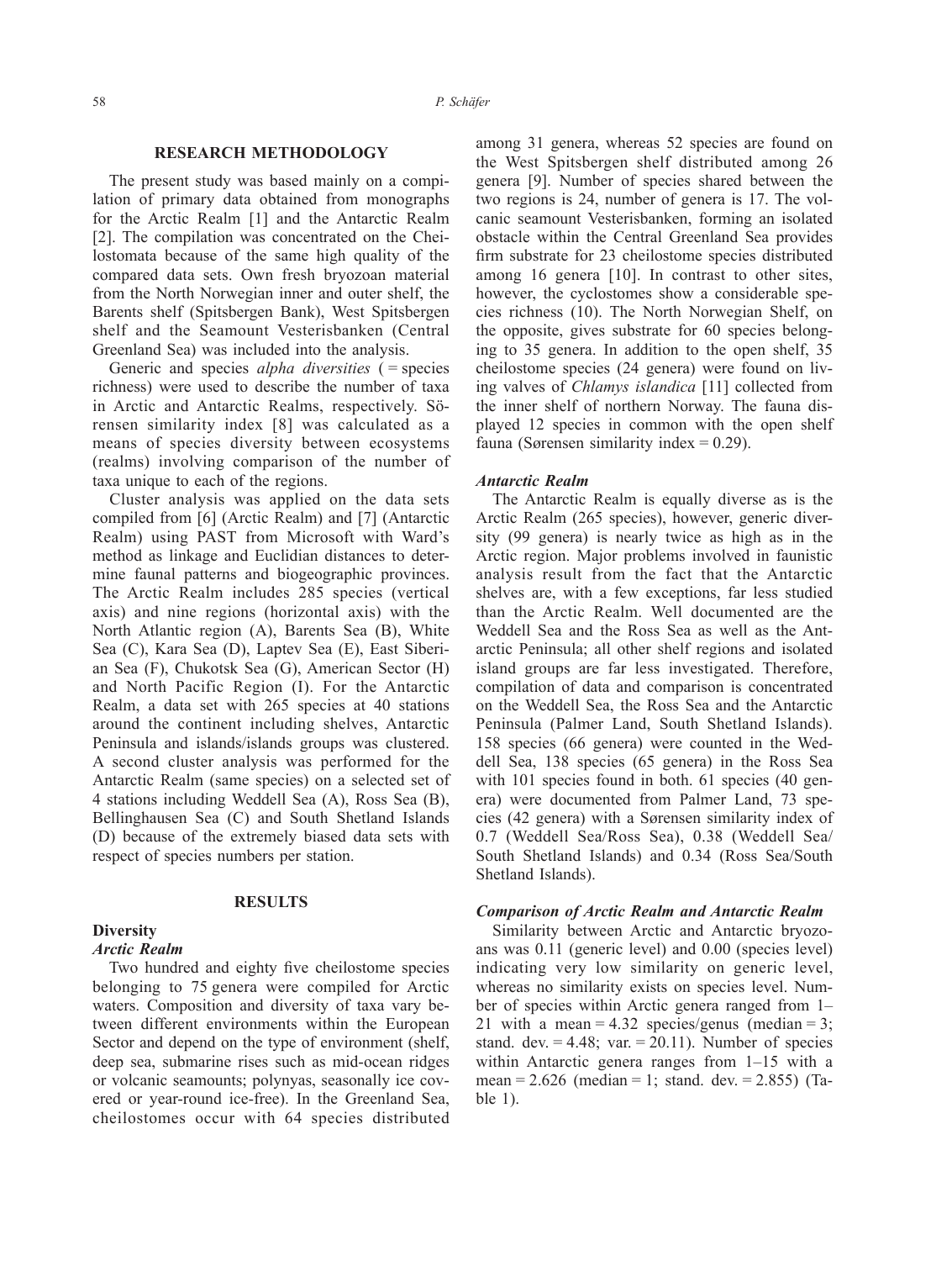## RESEARCH METHODOLOGY

The present study was based mainly on a compilation of primary data obtained from monographs for the Arctic Realm [1] and the Antarctic Realm [2]. The compilation was concentrated on the Cheilostomata because of the same high quality of the compared data sets. Own fresh bryozoan material from the North Norwegian inner and outer shelf, the Barents shelf (Spitsbergen Bank), West Spitsbergen shelf and the Seamount Vesterisbanken (Central Greenland Sea) was included into the analysis.

Generic and species *alpha diversities* ( = species richness) were used to describe the number of taxa in Arctic and Antarctic Realms, respectively. Sörensen similarity index [8] was calculated as a means of species diversity between ecosystems (realms) involving comparison of the number of taxa unique to each of the regions.

Cluster analysis was applied on the data sets compiled from [6] (Arctic Realm) and [7] (Antarctic Realm) using PAST from Microsoft with Ward's method as linkage and Euclidian distances to determine faunal patterns and biogeographic provinces. The Arctic Realm includes 285 species (vertical axis) and nine regions (horizontal axis) with the North Atlantic region (A), Barents Sea (B), White Sea (C), Kara Sea (D), Laptev Sea (E), East Siberian Sea (F), Chukotsk Sea (G), American Sector (H) and North Pacific Region (I). For the Antarctic Realm, a data set with 265 species at 40 stations around the continent including shelves, Antarctic Peninsula and islands/islands groups was clustered. A second cluster analysis was performed for the Antarctic Realm (same species) on a selected set of 4 stations including Weddell Sea (A), Ross Sea (B), Bellinghausen Sea (C) and South Shetland Islands (D) because of the extremely biased data sets with respect of species numbers per station.

## RESULTS

### Diversity

#### *Arctic Realm*

Two hundred and eighty five cheilostome species belonging to 75 genera were compiled for Arctic waters. Composition and diversity of taxa vary between different environments within the European Sector and depend on the type of environment (shelf, deep sea, submarine rises such as mid-ocean ridges or volcanic seamounts; polynyas, seasonally ice covered or year-round ice-free). In the Greenland Sea, cheilostomes occur with 64 species distributed among 31 genera, whereas 52 species are found on the West Spitsbergen shelf distributed among 26 genera [9]. Number of species shared between the two regions is 24, number of genera is 17. The volcanic seamount Vesterisbanken, forming an isolated obstacle within the Central Greenland Sea provides firm substrate for 23 cheilostome species distributed among 16 genera [10]. In contrast to other sites, however, the cyclostomes show a considerable species richness (10). The North Norwegian Shelf, on the opposite, gives substrate for 60 species belonging to 35 genera. In addition to the open shelf, 35 cheilostome species (24 genera) were found on living valves of *Chlamys islandica* [11] collected from the inner shelf of northern Norway. The fauna displayed 12 species in common with the open shelf fauna (Sørensen similarity index = 0.29).

#### *Antarctic Realm*

The Antarctic Realm is equally diverse as is the Arctic Realm (265 species), however, generic diversity (99 genera) is nearly twice as high as in the Arctic region. Major problems involved in faunistic analysis result from the fact that the Antarctic shelves are, with a few exceptions, far less studied than the Arctic Realm. Well documented are the Weddell Sea and the Ross Sea as well as the Antarctic Peninsula; all other shelf regions and isolated island groups are far less investigated. Therefore, compilation of data and comparison is concentrated on the Weddell Sea, the Ross Sea and the Antarctic Peninsula (Palmer Land, South Shetland Islands). 158 species (66 genera) were counted in the Weddell Sea, 138 species (65 genera) in the Ross Sea with 101 species found in both. 61 species (40 genera) were documented from Palmer Land, 73 species (42 genera) with a Sørensen similarity index of 0.7 (Weddell Sea/Ross Sea), 0.38 (Weddell Sea/South Shetland Islands) and 0.34 (Ross Sea/South Shetland Islands).

#### *Comparison of Arctic Realm and Antarctic Realm*

Similarity between Arctic and Antarctic bryozoans was 0.11 (generic level) and 0.00 (species level) indicating very low similarity on generic level, whereas no similarity exists on species level. Number of species within Arctic genera ranged from 1–21 with a mean = 4.32 species/genus (median = 3; stand. dev. = 4.48; var. = 20.11). Number of species within Antarctic genera ranges from 1–15 with a mean = 2.626 (median = 1; stand. dev. = 2.855) (Table 1).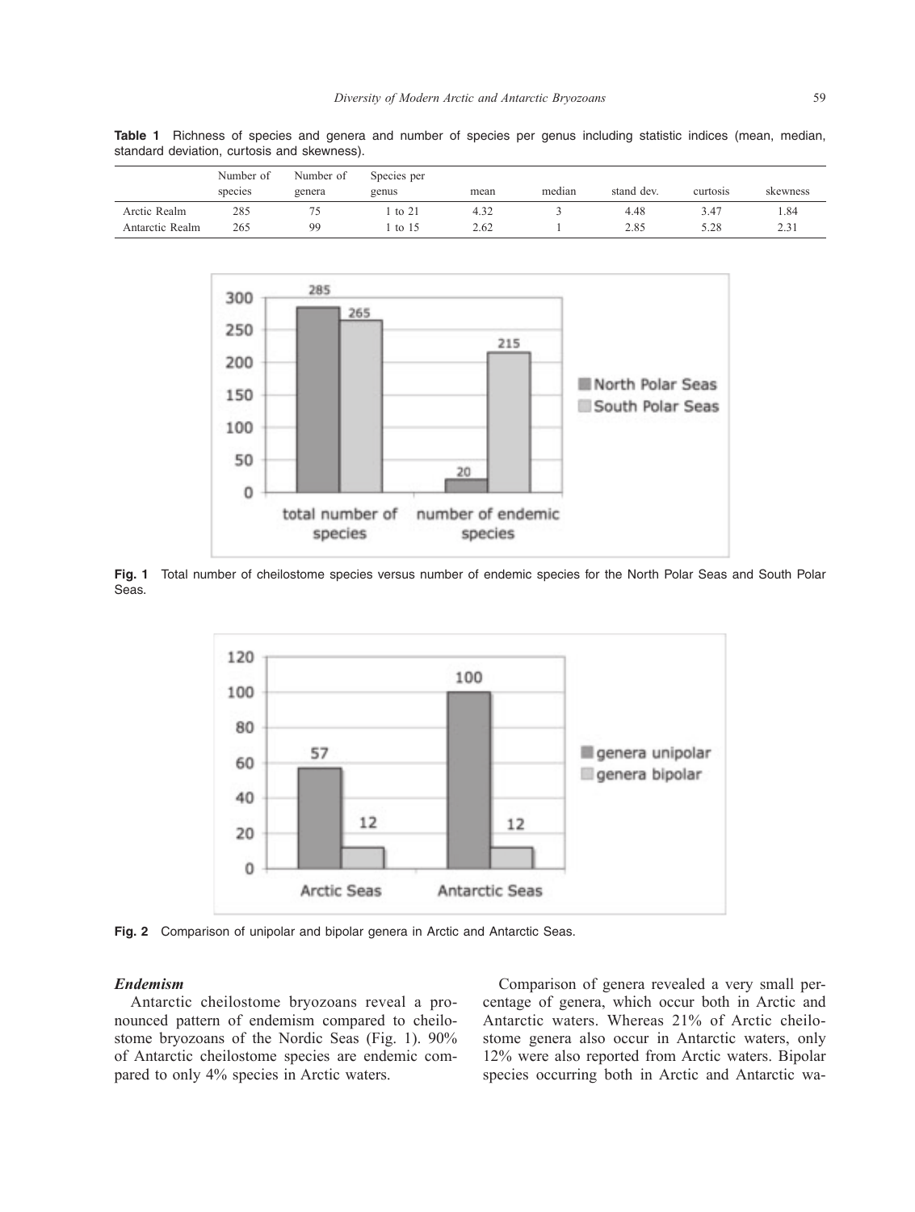**Table 1** Richness of species and genera and number of species per genus including statistic indices (mean, median, standard deviation, curtosis and skewness).

| | Number of species | Number of genera | Species per genus | mean | median | stand dev. | curtosis | skewness |
|---|---|---|---|---|---|---|---|---|
| Arctic Realm | 285 | 75 | 1 to 21 | 4.32 | 3 | 4.48 | 3.47 | 1.84 |
| Antarctic Realm | 265 | 99 | 1 to 15 | 2.62 | 1 | 2.85 | 5.28 | 2.31 |

**Fig. 1** Total number of cheilostome species versus number of endemic species for the North Polar Seas and South Polar Seas.

**Fig. 2** Comparison of unipolar and bipolar genera in Arctic and Antarctic Seas.

### *Endemism*

Antarctic cheilostome bryozoans reveal a pronounced pattern of endemism compared to cheilostome bryozoans of the Nordic Seas (Fig. 1). 90% of Antarctic cheilostome species are endemic compared to only 4% species in Arctic waters.

Comparison of genera revealed a very small percentage of genera, which occur both in Arctic and Antarctic waters. Whereas 21% of Arctic cheilostome genera also occur in Antarctic waters, only 12% were also reported from Arctic waters. Bipolar species occurring both in Arctic and Antarctic wa-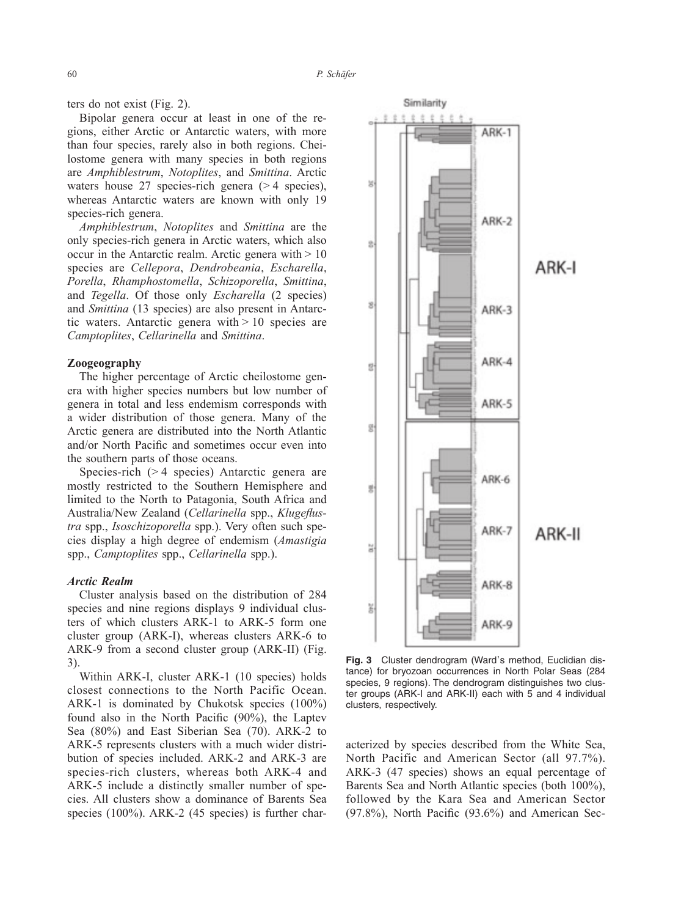ters do not exist (Fig. 2).

Bipolar genera occur at least in one of the regions, either Arctic or Antarctic waters, with more than four species, rarely also in both regions. Cheilostome genera with many species in both regions are *Amphiblestrum*, *Notoplites*, and *Smittina*. Arctic waters house 27 species-rich genera (> 4 species), whereas Antarctic waters are known with only 19 species-rich genera.

*Amphiblestrum*, *Notoplites* and *Smittina* are the only species-rich genera in Arctic waters, which also occur in the Antarctic realm. Arctic genera with > 10 species are *Cellepora*, *Dendrobeania*, *Escharella*, *Porella*, *Rhamphostomella*, *Schizoporella*, *Smittina*, and *Tegella*. Of those only *Escharella* (2 species) and *Smittina* (13 species) are also present in Antarctic waters. Antarctic genera with > 10 species are *Camptoplites*, *Cellarinella* and *Smittina*.

## Zoogeography

The higher percentage of Arctic cheilostome genera with higher species numbers but low number of genera in total and less endemism corresponds with a wider distribution of those genera. Many of the Arctic genera are distributed into the North Atlantic and/or North Pacific and sometimes occur even into the southern parts of those oceans.

Species-rich (> 4 species) Antarctic genera are mostly restricted to the Southern Hemisphere and limited to the North to Patagonia, South Africa and Australia/New Zealand (*Cellarinella* spp., *Klugeflustra* spp., *Isoschizoporella* spp.). Very often such species display a high degree of endemism (*Amastigia* spp., *Camptoplites* spp., *Cellarinella* spp.).

### *Arctic Realm*

Cluster analysis based on the distribution of 284 species and nine regions displays 9 individual clusters of which clusters ARK-1 to ARK-5 form one cluster group (ARK-I), whereas clusters ARK-6 to ARK-9 from a second cluster group (ARK-II) (Fig. 3).

Within ARK-I, cluster ARK-1 (10 species) holds closest connections to the North Pacific Ocean. ARK-1 is dominated by Chukotsk species (100%) found also in the North Pacific (90%), the Laptev Sea (80%) and East Siberian Sea (70). ARK-2 to ARK-5 represents clusters with a much wider distribution of species included. ARK-2 and ARK-3 are species-rich clusters, whereas both ARK-4 and ARK-5 include a distinctly smaller number of species. All clusters show a dominance of Barents Sea species (100%). ARK-2 (45 species) is further characterized by species described from the White Sea, North Pacific and American Sector (all 97.7%). ARK-3 (47 species) shows an equal percentage of Barents Sea and North Atlantic species (both 100%), followed by the Kara Sea and American Sector (97.8%), North Pacific (93.6%) and American Sec-

**Fig. 3** Cluster dendrogram (Ward's method, Euclidian distance) for bryozoan occurrences in North Polar Seas (284 species, 9 regions). The dendrogram distinguishes two cluster groups (ARK-I and ARK-II) each with 5 and 4 individual clusters, respectively.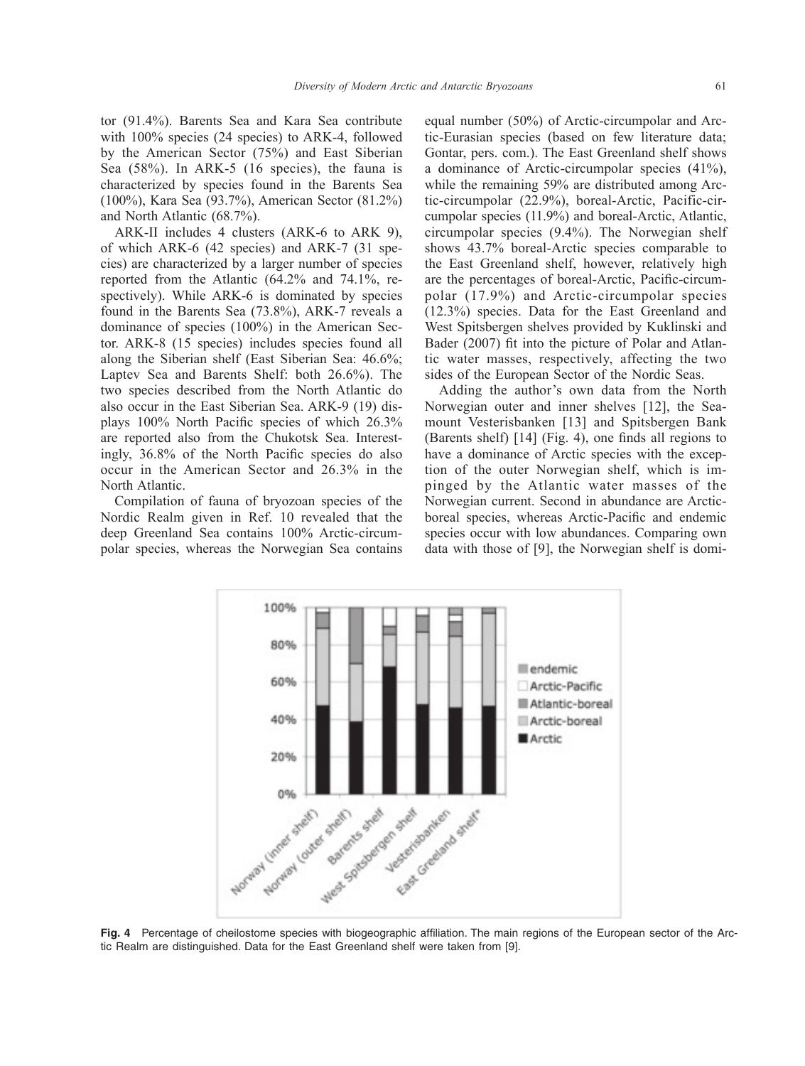tor (91.4%). Barents Sea and Kara Sea contribute with 100% species (24 species) to ARK-4, followed by the American Sector (75%) and East Siberian Sea (58%). In ARK-5 (16 species), the fauna is characterized by species found in the Barents Sea (100%), Kara Sea (93.7%), American Sector (81.2%) and North Atlantic (68.7%).

ARK-II includes 4 clusters (ARK-6 to ARK 9), of which ARK-6 (42 species) and ARK-7 (31 species) are characterized by a larger number of species reported from the Atlantic (64.2% and 74.1%, respectively). While ARK-6 is dominated by species found in the Barents Sea (73.8%), ARK-7 reveals a dominance of species (100%) in the American Sector. ARK-8 (15 species) includes species found all along the Siberian shelf (East Siberian Sea: 46.6%; Laptev Sea and Barents Shelf: both 26.6%). The two species described from the North Atlantic do also occur in the East Siberian Sea. ARK-9 (19) displays 100% North Pacific species of which 26.3% are reported also from the Chukotsk Sea. Interestingly, 36.8% of the North Pacific species do also occur in the American Sector and 26.3% in the North Atlantic.

Compilation of fauna of bryozoan species of the Nordic Realm given in Ref. 10 revealed that the deep Greenland Sea contains 100% Arctic-circumpolar species, whereas the Norwegian Sea contains equal number (50%) of Arctic-circumpolar and Arctic-Eurasian species (based on few literature data; Gontar, pers. com.). The East Greenland shelf shows a dominance of Arctic-circumpolar species (41%), while the remaining 59% are distributed among Arctic-circumpolar (22.9%), boreal-Arctic, Pacific-circumpolar species (11.9%) and boreal-Arctic, Atlantic, circumpolar species (9.4%). The Norwegian shelf shows 43.7% boreal-Arctic species comparable to the East Greenland shelf, however, relatively high are the percentages of boreal-Arctic, Pacific-circumpolar (17.9%) and Arctic-circumpolar species (12.3%) species. Data for the East Greenland and West Spitsbergen shelves provided by Kuklinski and Bader (2007) fit into the picture of Polar and Atlantic water masses, respectively, affecting the two sides of the European Sector of the Nordic Seas.

Adding the author's own data from the North Norwegian outer and inner shelves [12], the Seamount Vesterisbanken [13] and Spitsbergen Bank (Barents shelf) [14] (Fig. 4), one finds all regions to have a dominance of Arctic species with the exception of the outer Norwegian shelf, which is impinged by the Atlantic water masses of the Norwegian current. Second in abundance are Arctic-boreal species, whereas Arctic-Pacific and endemic species occur with low abundances. Comparing own data with those of [9], the Norwegian shelf is domi-

**Fig. 4** Percentage of cheilostome species with biogeographic affiliation. The main regions of the European sector of the Arctic Realm are distinguished. Data for the East Greenland shelf were taken from [9].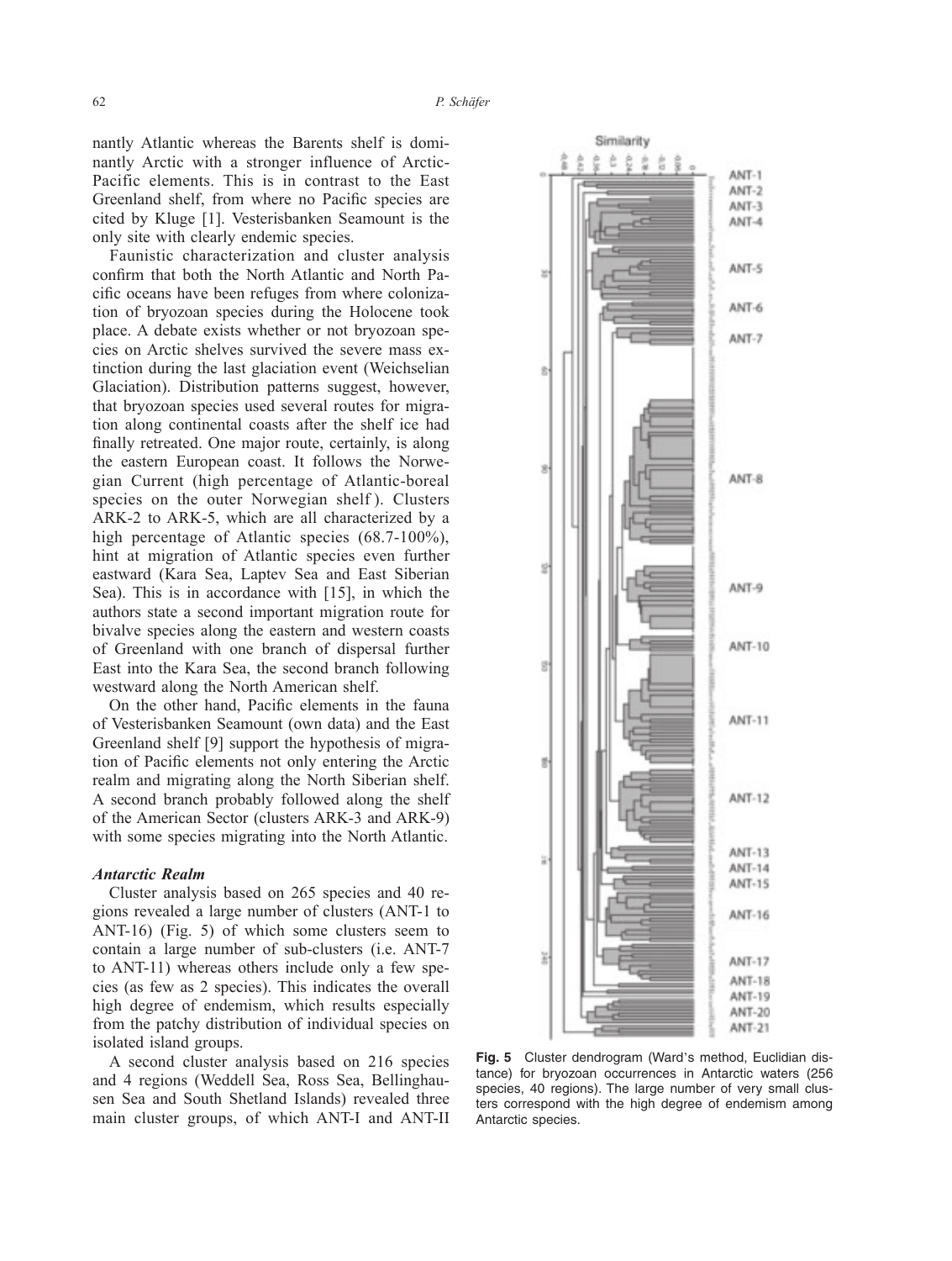nantly Atlantic whereas the Barents shelf is dominantly Arctic with a stronger influence of Arctic-Pacific elements. This is in contrast to the East Greenland shelf, from where no Pacific species are cited by Kluge [1]. Vesterisbanken Seamount is the only site with clearly endemic species.

Faunistic characterization and cluster analysis confirm that both the North Atlantic and North Pacific oceans have been refuges from where colonization of bryozoan species during the Holocene took place. A debate exists whether or not bryozoan species on Arctic shelves survived the severe mass extinction during the last glaciation event (Weichselian Glaciation). Distribution patterns suggest, however, that bryozoan species used several routes for migration along continental coasts after the shelf ice had finally retreated. One major route, certainly, is along the eastern European coast. It follows the Norwegian Current (high percentage of Atlantic-boreal species on the outer Norwegian shelf). Clusters ARK-2 to ARK-5, which are all characterized by a high percentage of Atlantic species (68.7-100%), hint at migration of Atlantic species even further eastward (Kara Sea, Laptev Sea and East Siberian Sea). This is in accordance with [15], in which the authors state a second important migration route for bivalve species along the eastern and western coasts of Greenland with one branch of dispersal further East into the Kara Sea, the second branch following westward along the North American shelf.

On the other hand, Pacific elements in the fauna of Vesterisbanken Seamount (own data) and the East Greenland shelf [9] support the hypothesis of migration of Pacific elements not only entering the Arctic realm and migrating along the North Siberian shelf. A second branch probably followed along the shelf of the American Sector (clusters ARK-3 and ARK-9) with some species migrating into the North Atlantic.

### *Antarctic Realm*

Cluster analysis based on 265 species and 40 regions revealed a large number of clusters (ANT-1 to ANT-16) (Fig. 5) of which some clusters seem to contain a large number of sub-clusters (i.e. ANT-7 to ANT-11) whereas others include only a few species (as few as 2 species). This indicates the overall high degree of endemism, which results especially from the patchy distribution of individual species on isolated island groups.

A second cluster analysis based on 216 species and 4 regions (Weddell Sea, Ross Sea, Bellinghausen Sea and South Shetland Islands) revealed three main cluster groups, of which ANT-I and ANT-II

**Fig. 5** Cluster dendrogram (Ward's method, Euclidian distance) for bryozoan occurrences in Antarctic waters (256 species, 40 regions). The large number of very small clusters correspond with the high degree of endemism among Antarctic species.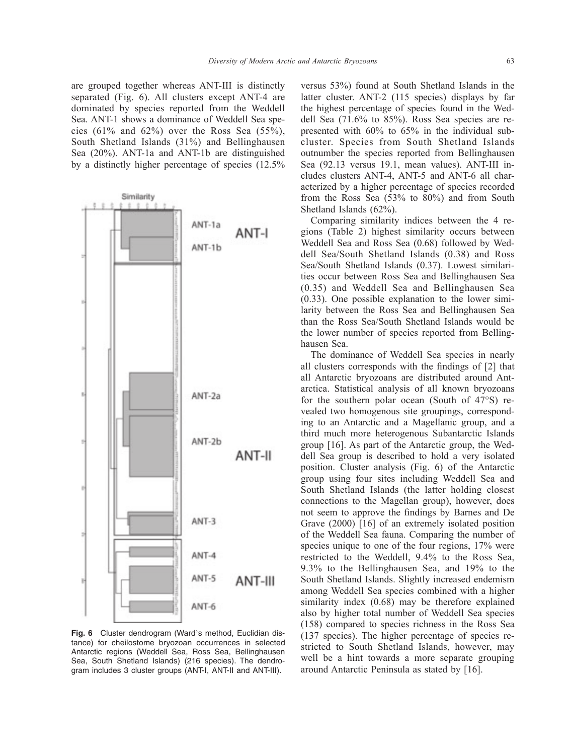are grouped together whereas ANT-III is distinctly separated (Fig. 6). All clusters except ANT-4 are dominated by species reported from the Weddell Sea. ANT-1 shows a dominance of Weddell Sea species (61% and 62%) over the Ross Sea (55%), South Shetland Islands (31%) and Bellinghausen Sea (20%). ANT-1a and ANT-1b are distinguished by a distinctly higher percentage of species (12.5% versus 53%) found at South Shetland Islands in the latter cluster. ANT-2 (115 species) displays by far the highest percentage of species found in the Weddell Sea (71.6% to 85%). Ross Sea species are represented with 60% to 65% in the individual subcluster. Species from South Shetland Islands outnumber the species reported from Bellinghausen Sea (92.13 versus 19.1, mean values). ANT-III includes clusters ANT-4, ANT-5 and ANT-6 all characterized by a higher percentage of species recorded from the Ross Sea (53% to 80%) and from South Shetland Islands (62%).

**Fig. 6** Cluster dendrogram (Ward's method, Euclidian distance) for cheilostome bryozoan occurrences in selected Antarctic regions (Weddell Sea, Ross Sea, Bellinghausen Sea, South Shetland Islands) (216 species). The dendrogram includes 3 cluster groups (ANT-I, ANT-II and ANT-III).

Comparing similarity indices between the 4 regions (Table 2) highest similarity occurs between Weddell Sea and Ross Sea (0.68) followed by Weddell Sea/South Shetland Islands (0.38) and Ross Sea/South Shetland Islands (0.37). Lowest similarities occur between Ross Sea and Bellinghausen Sea (0.35) and Weddell Sea and Bellinghausen Sea (0.33). One possible explanation to the lower similarity between the Ross Sea and Bellinghausen Sea than the Ross Sea/South Shetland Islands would be the lower number of species reported from Bellinghausen Sea.

The dominance of Weddell Sea species in nearly all clusters corresponds with the findings of [2] that all Antarctic bryozoans are distributed around Antarctica. Statistical analysis of all known bryozoans for the southern polar ocean (South of 47°S) revealed two homogenous site groupings, corresponding to an Antarctic and a Magellanic group, and a third much more heterogenous Subantarctic Islands group [16]. As part of the Antarctic group, the Weddell Sea group is described to hold a very isolated position. Cluster analysis (Fig. 6) of the Antarctic group using four sites including Weddell Sea and South Shetland Islands (the latter holding closest connections to the Magellan group), however, does not seem to approve the findings by Barnes and De Grave (2000) [16] of an extremely isolated position of the Weddell Sea fauna. Comparing the number of species unique to one of the four regions, 17% were restricted to the Weddell, 9.4% to the Ross Sea, 9.3% to the Bellinghausen Sea, and 19% to the South Shetland Islands. Slightly increased endemism among Weddell Sea species combined with a higher similarity index (0.68) may be therefore explained also by higher total number of Weddell Sea species (158) compared to species richness in the Ross Sea (137 species). The higher percentage of species restricted to South Shetland Islands, however, may well be a hint towards a more separate grouping around Antarctic Peninsula as stated by [16].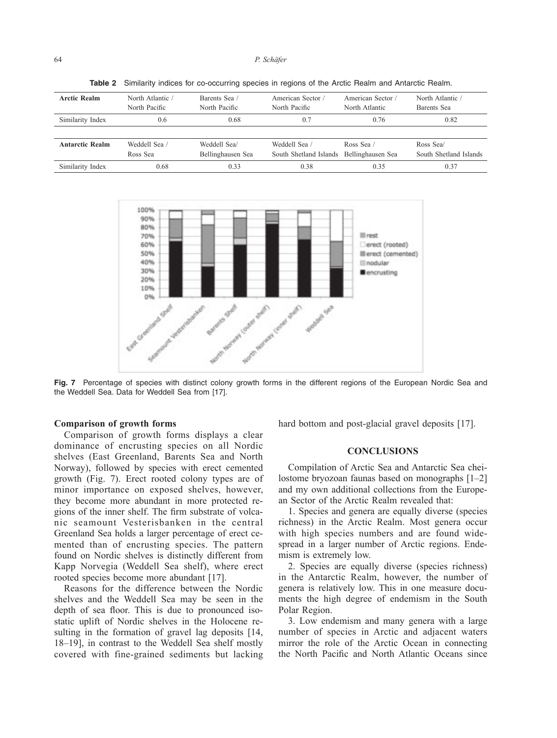**Table 2** Similarity indices for co-occurring species in regions of the Arctic Realm and Antarctic Realm.

| **Arctic Realm** | North Atlantic / North Pacific | Barents Sea / North Pacific | American Sector / North Pacific | American Sector / North Atlantic | North Atlantic / Barents Sea |
|---|---|---|---|---|---|
| Similarity Index | 0.6 | 0.68 | 0.7 | 0.76 | 0.82 |
| **Antarctic Realm** | Weddell Sea / Ross Sea | Weddell Sea/ Bellinghausen Sea | Weddell Sea / South Shetland Islands | Ross Sea / Bellinghausen Sea | Ross Sea/ South Shetland Islands |
| Similarity Index | 0.68 | 0.33 | 0.38 | 0.35 | 0.37 |

**Fig. 7** Percentage of species with distinct colony growth forms in the different regions of the European Nordic Sea and the Weddell Sea. Data for Weddell Sea from [17].

### Comparison of growth forms

Comparison of growth forms displays a clear dominance of encrusting species on all Nordic shelves (East Greenland, Barents Sea and North Norway), followed by species with erect cemented growth (Fig. 7). Erect rooted colony types are of minor importance on exposed shelves, however, they become more abundant in more protected regions of the inner shelf. The firm substrate of volcanic seamount Vesterisbanken in the central Greenland Sea holds a larger percentage of erect cemented than of encrusting species. The pattern found on Nordic shelves is distinctly different from Kapp Norvegia (Weddell Sea shelf), where erect rooted species become more abundant [17].

Reasons for the difference between the Nordic shelves and the Weddell Sea may be seen in the depth of sea floor. This is due to pronounced isostatic uplift of Nordic shelves in the Holocene resulting in the formation of gravel lag deposits [14, 18–19], in contrast to the Weddell Sea shelf mostly covered with fine-grained sediments but lacking hard bottom and post-glacial gravel deposits [17].

## CONCLUSIONS

Compilation of Arctic Sea and Antarctic Sea cheilostome bryozoan faunas based on monographs [1–2] and my own additional collections from the European Sector of the Arctic Realm revealed that:

1. Species and genera are equally diverse (species richness) in the Arctic Realm. Most genera occur with high species numbers and are found widespread in a larger number of Arctic regions. Endemism is extremely low.

2. Species are equally diverse (species richness) in the Antarctic Realm, however, the number of genera is relatively low. This in one measure documents the high degree of endemism in the South Polar Region.

3. Low endemism and many genera with a large number of species in Arctic and adjacent waters mirror the role of the Arctic Ocean in connecting the North Pacific and North Atlantic Oceans since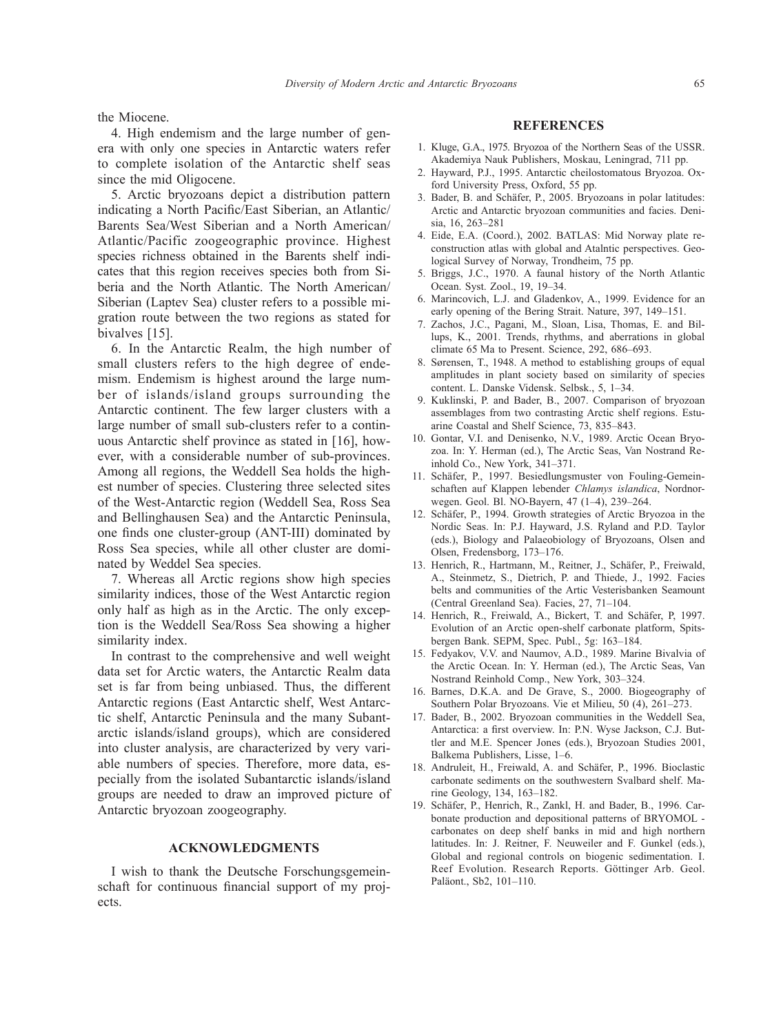the Miocene.

4. High endemism and the large number of genera with only one species in Antarctic waters refer to complete isolation of the Antarctic shelf seas since the mid Oligocene.

5. Arctic bryozoans depict a distribution pattern indicating a North Pacific/East Siberian, an Atlantic/Barents Sea/West Siberian and a North American/Atlantic/Pacific zoogeographic province. Highest species richness obtained in the Barents shelf indicates that this region receives species both from Siberia and the North Atlantic. The North American/Siberian (Laptev Sea) cluster refers to a possible migration route between the two regions as stated for bivalves [15].

6. In the Antarctic Realm, the high number of small clusters refers to the high degree of endemism. Endemism is highest around the large number of islands/island groups surrounding the Antarctic continent. The few larger clusters with a large number of small sub-clusters refer to a continuous Antarctic shelf province as stated in [16], however, with a considerable number of sub-provinces. Among all regions, the Weddell Sea holds the highest number of species. Clustering three selected sites of the West-Antarctic region (Weddell Sea, Ross Sea and Bellinghausen Sea) and the Antarctic Peninsula, one finds one cluster-group (ANT-III) dominated by Ross Sea species, while all other cluster are dominated by Weddel Sea species.

7. Whereas all Arctic regions show high species similarity indices, those of the West Antarctic region only half as high as in the Arctic. The only exception is the Weddell Sea/Ross Sea showing a higher similarity index.

In contrast to the comprehensive and well weight data set for Arctic waters, the Antarctic Realm data set is far from being unbiased. Thus, the different Antarctic regions (East Antarctic shelf, West Antarctic shelf, Antarctic Peninsula and the many Subantarctic islands/island groups), which are considered into cluster analysis, are characterized by very variable numbers of species. Therefore, more data, especially from the isolated Subantarctic islands/island groups are needed to draw an improved picture of Antarctic bryozoan zoogeography.

## ACKNOWLEDGMENTS

I wish to thank the Deutsche Forschungsgemeinschaft for continuous financial support of my projects.

## REFERENCES

1. Kluge, G.A., 1975. Bryozoa of the Northern Seas of the USSR. Akademiya Nauk Publishers, Moskau, Leningrad, 711 pp.
2. Hayward, P.J., 1995. Antarctic cheilostomatous Bryozoa. Oxford University Press, Oxford, 55 pp.
3. Bader, B. and Schäfer, P., 2005. Bryozoans in polar latitudes: Arctic and Antarctic bryozoan communities and facies. Denisia, 16, 263–281
4. Eide, E.A. (Coord.), 2002. BATLAS: Mid Norway plate reconstruction atlas with global and Atalntic perspectives. Geological Survey of Norway, Trondheim, 75 pp.
5. Briggs, J.C., 1970. A faunal history of the North Atlantic Ocean. Syst. Zool., 19, 19–34.
6. Marincovich, L.J. and Gladenkov, A., 1999. Evidence for an early opening of the Bering Strait. Nature, 397, 149–151.
7. Zachos, J.C., Pagani, M., Sloan, Lisa, Thomas, E. and Billups, K., 2001. Trends, rhythms, and aberrations in global climate 65 Ma to Present. Science, 292, 686–693.
8. Sørensen, T., 1948. A method to establishing groups of equal amplitudes in plant society based on similarity of species content. L. Danske Vidensk. Selbsk., 5, 1–34.
9. Kuklinski, P. and Bader, B., 2007. Comparison of bryozoan assemblages from two contrasting Arctic shelf regions. Estuarine Coastal and Shelf Science, 73, 835–843.
10. Gontar, V.I. and Denisenko, N.V., 1989. Arctic Ocean Bryozoa. In: Y. Herman (ed.), The Arctic Seas, Van Nostrand Reinhold Co., New York, 341–371.
11. Schäfer, P., 1997. Besiedlungsmuster von Fouling-Gemeinschaften auf Klappen lebender *Chlamys islandica*, Nordnorwegen. Geol. Bl. NO-Bayern, 47 (1–4), 239–264.
12. Schäfer, P., 1994. Growth strategies of Arctic Bryozoa in the Nordic Seas. In: P.J. Hayward, J.S. Ryland and P.D. Taylor (eds.), Biology and Palaeobiology of Bryozoans, Olsen and Olsen, Fredensborg, 173–176.
13. Henrich, R., Hartmann, M., Reitner, J., Schäfer, P., Freiwald, A., Steinmetz, S., Dietrich, P. and Thiede, J., 1992. Facies belts and communities of the Artic Vesterisbanken Seamount (Central Greenland Sea). Facies, 27, 71–104.
14. Henrich, R., Freiwald, A., Bickert, T. and Schäfer, P, 1997. Evolution of an Arctic open-shelf carbonate platform, Spitsbergen Bank. SEPM, Spec. Publ., 5g: 163–184.
15. Fedyakov, V.V. and Naumov, A.D., 1989. Marine Bivalvia of the Arctic Ocean. In: Y. Herman (ed.), The Arctic Seas, Van Nostrand Reinhold Comp., New York, 303–324.
16. Barnes, D.K.A. and De Grave, S., 2000. Biogeography of Southern Polar Bryozoans. Vie et Milieu, 50 (4), 261–273.
17. Bader, B., 2002. Bryozoan communities in the Weddell Sea, Antarctica: a first overview. In: P.N. Wyse Jackson, C.J. Buttler and M.E. Spencer Jones (eds.), Bryozoan Studies 2001, Balkema Publishers, Lisse, 1–6.
18. Andruleit, H., Freiwald, A. and Schäfer, P., 1996. Bioclastic carbonate sediments on the southwestern Svalbard shelf. Marine Geology, 134, 163–182.
19. Schäfer, P., Henrich, R., Zankl, H. and Bader, B., 1996. Carbonate production and depositional patterns of BRYOMOL - carbonates on deep shelf banks in mid and high northern latitudes. In: J. Reitner, F. Neuweiler and F. Gunkel (eds.), Global and regional controls on biogenic sedimentation. I. Reef Evolution. Research Reports. Göttinger Arb. Geol. Paläont., Sb2, 101–110.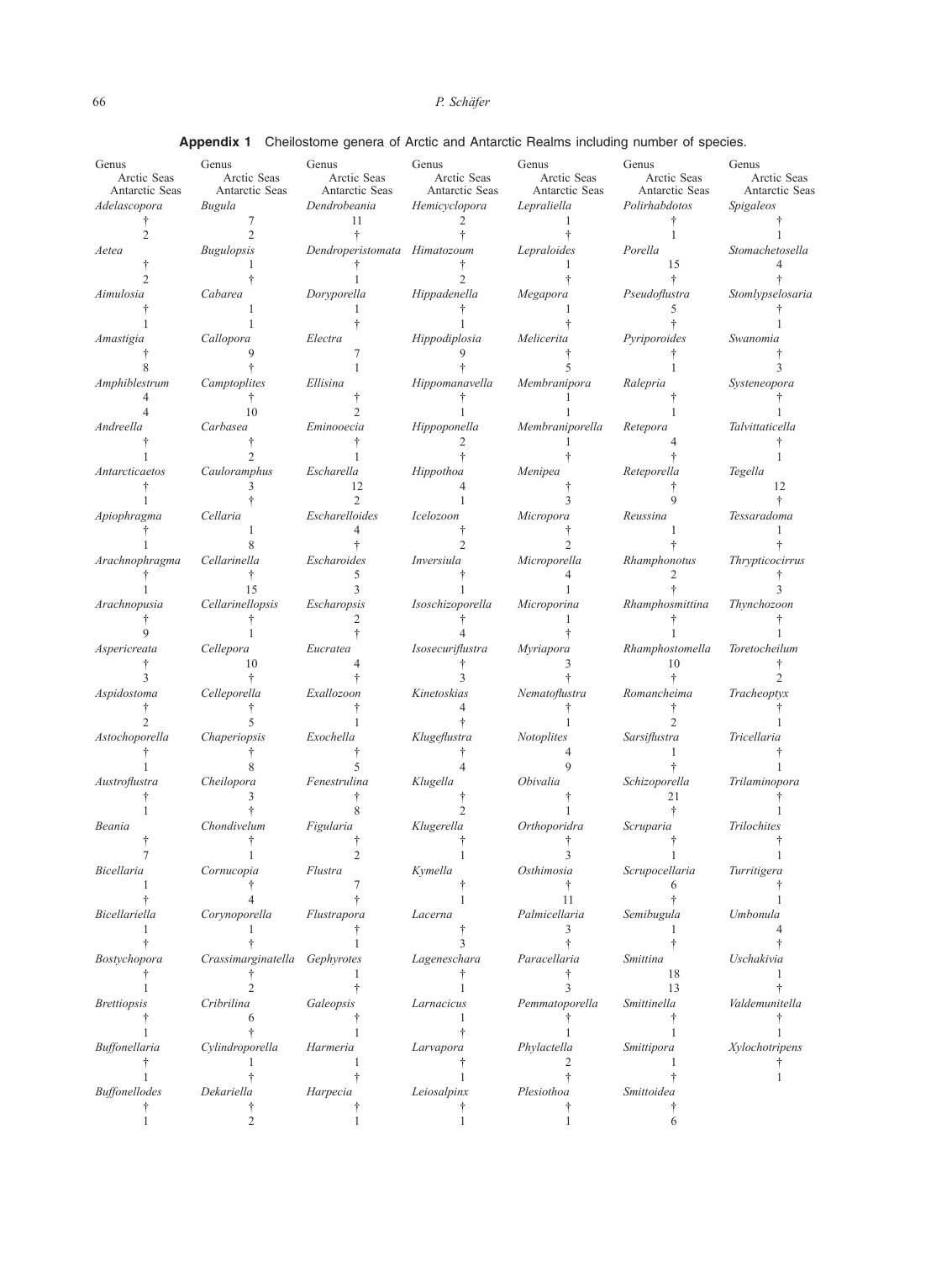**Appendix 1** Cheilostome genera of Arctic and Antarctic Realms including number of species.

| Genus | Arctic Seas | Antarctic Seas |
|---|---|---|
| *Adelascopora* | † | 2 |
| *Aetea* | † | 2 |
| *Aimulosia* | † | 1 |
| *Amastigia* | † | 8 |
| *Amphiblestrum* | 4 | 4 |
| *Andreella* | † | 1 |
| *Antarcticaetos* | † | 1 |
| *Apiophragma* | † | 1 |
| *Arachnophragma* | † | 1 |
| *Arachnopusia* | † | 9 |
| *Aspericreata* | † | 3 |
| *Aspidostoma* | † | 2 |
| *Astochoporella* | † | 1 |
| *Austroflustra* | † | 1 |
| *Beania* | † | 7 |
| *Bicellaria* | 1 | † |
| *Bicellariella* | 1 | † |
| *Bostychopora* | † | 1 |
| *Brettiopsis* | † | 1 |
| *Buffonellaria* | † | 1 |
| *Buffonellodes* | † | 1 |
| *Bugula* | 7 | 2 |
| *Bugulopsis* | 1 | † |
| *Cabarea* | 1 | 1 |
| *Callopora* | 9 | † |
| *Camptoplites* | † | 10 |
| *Carbasea* | † | 2 |
| *Cauloramphus* | 3 | † |
| *Cellaria* | 1 | 8 |
| *Cellarinella* | † | 15 |
| *Cellarinellopsis* | † | 1 |
| *Cellepora* | 10 | † |
| *Celleporella* | † | 5 |
| *Chaperiopsis* | † | 8 |
| *Cheilopora* | 3 | † |
| *Chondivelum* | † | 1 |
| *Cornucopia* | † | 4 |
| *Corynoporella* | 1 | † |
| *Crassimarginatella* | † | 2 |
| *Cribrilina* | 6 | † |
| *Cylindroporella* | 1 | † |
| *Dekariella* | † | 2 |
| *Dendrobeania* | 11 | † |
| *Dendroperistomata* | † | 1 |
| *Doryporella* | 1 | † |
| *Electra* | 7 | 1 |
| *Ellisina* | † | 2 |
| *Eminooecia* | † | 1 |
| *Escharella* | 12 | 2 |
| *Escharelloides* | 4 | † |
| *Escharoides* | 5 | 3 |
| *Escharopsis* | 2 | † |
| *Eucratea* | 4 | † |
| *Exallozoon* | † | 1 |
| *Exochella* | † | 5 |
| *Fenestrulina* | † | 8 |
| *Figularia* | † | 2 |
| *Flustra* | 7 | † |
| *Flustrapora* | † | 1 |
| *Gephyrotes* | 1 | † |
| *Galeopsis* | † | 1 |
| *Harmeria* | 1 | † |
| *Harpecia* | † | 1 |
| *Hemicyclopora* | 2 | † |
| *Himatozoum* | † | 2 |
| *Hippadenella* | † | 1 |
| *Hippodiplosia* | 9 | † |
| *Hippomanavella* | † | 1 |
| *Hippoponella* | 2 | † |
| *Hippothoa* | 4 | 1 |
| *Icelozoon* | † | 2 |
| *Inversiula* | † | 1 |
| *Isoschizoporella* | † | 4 |
| *Isosecuriflustra* | † | 3 |
| *Kinetoskias* | 4 | † |
| *Klugeflustra* | † | 4 |
| *Klugella* | † | 2 |
| *Klugerella* | † | 1 |
| *Kymella* | † | 1 |
| *Lacerna* | † | 3 |
| *Lageneschara* | † | 1 |
| *Larnacicus* | 1 | † |
| *Larvapora* | † | 1 |
| *Leiosalpinx* | † | 1 |
| *Lepraliella* | 1 | † |
| *Lepraloides* | 1 | † |
| *Megapora* | 1 | † |
| *Melicerita* | † | 5 |
| *Membranipora* | 1 | 1 |
| *Membraniporella* | 1 | † |
| *Menipea* | † | 3 |
| *Micropora* | † | 2 |
| *Microporella* | 4 | 1 |
| *Microporina* | 1 | † |
| *Myriapora* | 3 | † |
| *Nematoflustra* | † | 1 |
| *Notoplites* | 4 | 9 |
| *Obivalia* | † | 1 |
| *Orthoporidra* | † | 3 |
| *Osthimosia* | † | 11 |
| *Palmicellaria* | 3 | † |
| *Paracellaria* | † | 3 |
| *Pemmatoporella* | † | 1 |
| *Phylactella* | 2 | † |
| *Plesiothoa* | † | 1 |
| *Polirhabdotos* | † | 1 |
| *Porella* | 15 | † |
| *Pseudoflustra* | 5 | † |
| *Pyriporoides* | † | 1 |
| *Ralepria* | † | 1 |
| *Retepora* | 4 | † |
| *Reteporella* | † | 9 |
| *Reussina* | 1 | † |
| *Rhamphonotus* | 2 | † |
| *Rhamphosmittina* | † | 1 |
| *Rhamphostomella* | 10 | † |
| *Romancheima* | † | 2 |
| *Sarsiflustra* | 1 | † |
| *Schizoporella* | 21 | † |
| *Scruparia* | † | 1 |
| *Scrupocellaria* | 6 | † |
| *Semibugula* | 1 | † |
| *Smittina* | 18 | 13 |
| *Smittinella* | † | 1 |
| *Smittipora* | 1 | † |
| *Smittoidea* | † | 6 |
| *Spigaleos* | † | 1 |
| *Stomachetosella* | 4 | † |
| *Stomlypselosaria* | † | 1 |
| *Swanomia* | † | 3 |
| *Systeneopora* | † | 1 |
| *Talvittaticella* | † | 1 |
| *Tegella* | 12 | † |
| *Tessaradoma* | 1 | † |
| *Thrypticocirrus* | † | 3 |
| *Thynchozoon* | † | 1 |
| *Toretocheilum* | † | 2 |
| *Tracheoptyx* | † | 1 |
| *Tricellaria* | † | 1 |
| *Trilaminopora* | † | 1 |
| *Trilochites* | † | 1 |
| *Turritigera* | † | 1 |
| *Umbonula* | 4 | † |
| *Uschakivia* | 1 | † |
| *Valdemunitella* | † | 1 |
| *Xylochotripens* | † | 1 |